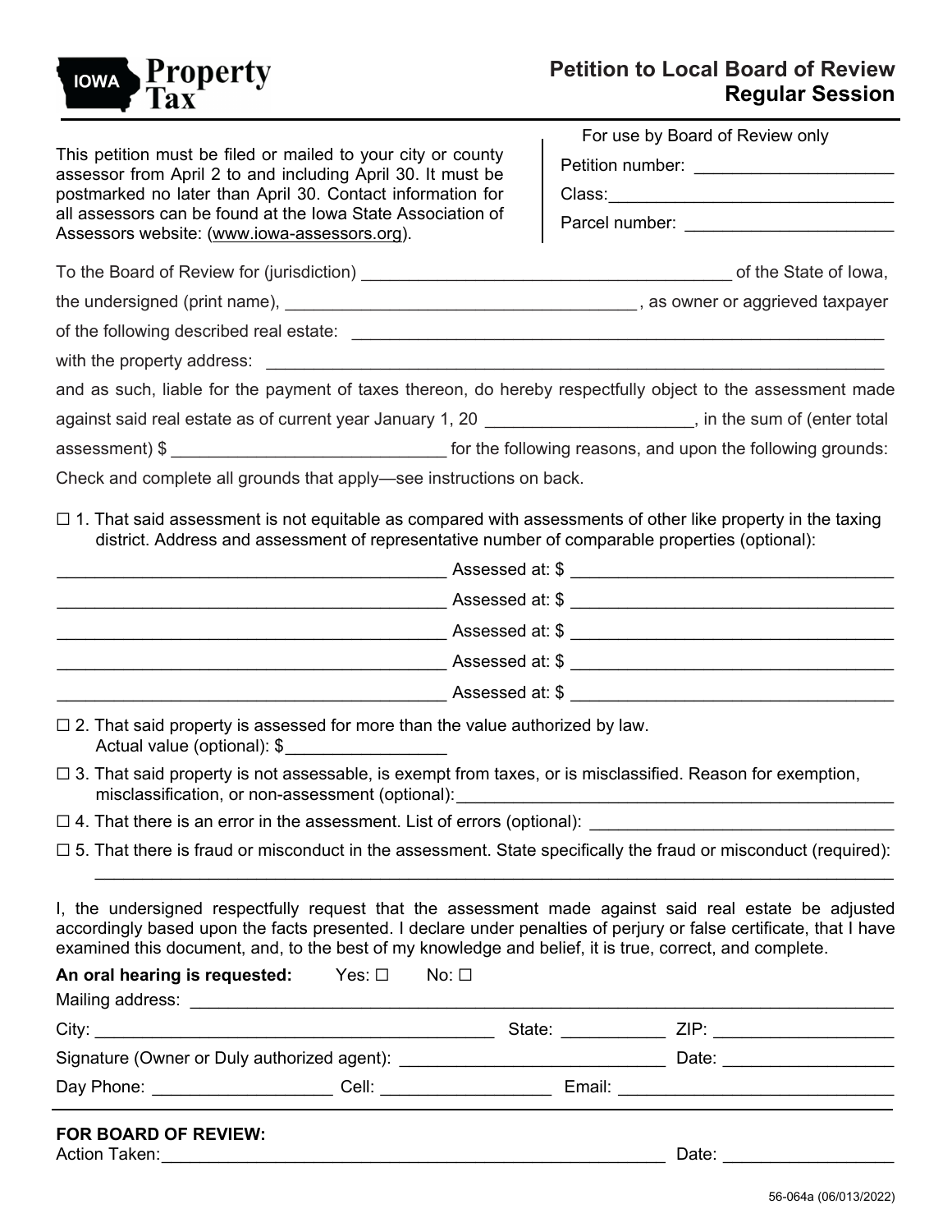**IOWA Property Tax**

# Petition to Local Board of Review
## Regular Session

This petition must be filed or mailed to your city or county assessor from April 2 to and including April 30. It must be postmarked no later than April 30. Contact information for all assessors can be found at the Iowa State Association of Assessors website: (www.iowa-assessors.org).

For use by Board of Review only

Petition number: ____________________

Class: ______________________________

Parcel number: ______________________

To the Board of Review for (jurisdiction) ________________________________________ of the State of Iowa,

the undersigned (print name), ____________________________________, as owner or aggrieved taxpayer

of the following described real estate: ________________________________________________________

with the property address: _______________________________________________________________

and as such, liable for the payment of taxes thereon, do hereby respectfully object to the assessment made against said real estate as of current year January 1, 20 ____________________, in the sum of (enter total assessment) $ ____________________________ for the following reasons, and upon the following grounds:

Check and complete all grounds that apply—see instructions on back.

☐ 1. That said assessment is not equitable as compared with assessments of other like property in the taxing district. Address and assessment of representative number of comparable properties (optional):

________________________________________ Assessed at: $ ____________________________________

________________________________________ Assessed at: $ ____________________________________

________________________________________ Assessed at: $ ____________________________________

________________________________________ Assessed at: $ ____________________________________

________________________________________ Assessed at: $ ____________________________________

☐ 2. That said property is assessed for more than the value authorized by law.
Actual value (optional): $________________

☐ 3. That said property is not assessable, is exempt from taxes, or is misclassified. Reason for exemption, misclassification, or non-assessment (optional): ____________________________________________

☐ 4. That there is an error in the assessment. List of errors (optional): ________________________________

☐ 5. That there is fraud or misconduct in the assessment. State specifically the fraud or misconduct (required):
_____________________________________________________________________________________

I, the undersigned respectfully request that the assessment made against said real estate be adjusted accordingly based upon the facts presented. I declare under penalties of perjury or false certificate, that I have examined this document, and, to the best of my knowledge and belief, it is true, correct, and complete.

**An oral hearing is requested:** Yes: ☐ No: ☐

Mailing address: ______________________________________________________________________

City: ________________________________________ State: ___________ ZIP: ___________________

Signature (Owner or Duly authorized agent): ______________________________ Date: ________________

Day Phone: __________________ Cell: _________________ Email: _____________________________

**FOR BOARD OF REVIEW:**

Action Taken: ______________________________________________________ Date: ________________

56-064a (06/013/2022)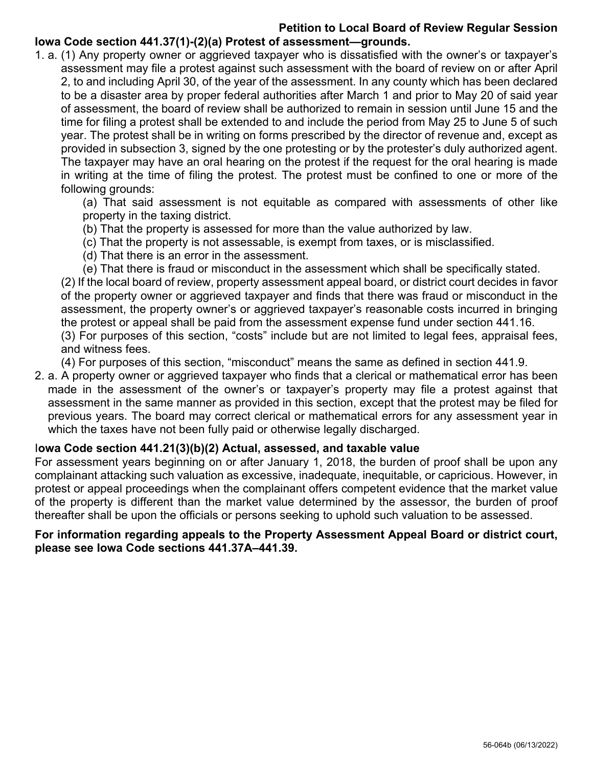**Petition to Local Board of Review Regular Session**

**Iowa Code section 441.37(1)-(2)(a) Protest of assessment—grounds.**

1. a. (1) Any property owner or aggrieved taxpayer who is dissatisfied with the owner's or taxpayer's assessment may file a protest against such assessment with the board of review on or after April 2, to and including April 30, of the year of the assessment. In any county which has been declared to be a disaster area by proper federal authorities after March 1 and prior to May 20 of said year of assessment, the board of review shall be authorized to remain in session until June 15 and the time for filing a protest shall be extended to and include the period from May 25 to June 5 of such year. The protest shall be in writing on forms prescribed by the director of revenue and, except as provided in subsection 3, signed by the one protesting or by the protester's duly authorized agent. The taxpayer may have an oral hearing on the protest if the request for the oral hearing is made in writing at the time of filing the protest. The protest must be confined to one or more of the following grounds:

   (a) That said assessment is not equitable as compared with assessments of other like property in the taxing district.

   (b) That the property is assessed for more than the value authorized by law.

   (c) That the property is not assessable, is exempt from taxes, or is misclassified.

   (d) That there is an error in the assessment.

   (e) That there is fraud or misconduct in the assessment which shall be specifically stated.

   (2) If the local board of review, property assessment appeal board, or district court decides in favor of the property owner or aggrieved taxpayer and finds that there was fraud or misconduct in the assessment, the property owner's or aggrieved taxpayer's reasonable costs incurred in bringing the protest or appeal shall be paid from the assessment expense fund under section 441.16.

   (3) For purposes of this section, "costs" include but are not limited to legal fees, appraisal fees, and witness fees.

   (4) For purposes of this section, "misconduct" means the same as defined in section 441.9.

2. a. A property owner or aggrieved taxpayer who finds that a clerical or mathematical error has been made in the assessment of the owner's or taxpayer's property may file a protest against that assessment in the same manner as provided in this section, except that the protest may be filed for previous years. The board may correct clerical or mathematical errors for any assessment year in which the taxes have not been fully paid or otherwise legally discharged.

**Iowa Code section 441.21(3)(b)(2) Actual, assessed, and taxable value**

For assessment years beginning on or after January 1, 2018, the burden of proof shall be upon any complainant attacking such valuation as excessive, inadequate, inequitable, or capricious. However, in protest or appeal proceedings when the complainant offers competent evidence that the market value of the property is different than the market value determined by the assessor, the burden of proof thereafter shall be upon the officials or persons seeking to uphold such valuation to be assessed.

**For information regarding appeals to the Property Assessment Appeal Board or district court, please see Iowa Code sections 441.37A–441.39.**

56-064b (06/13/2022)